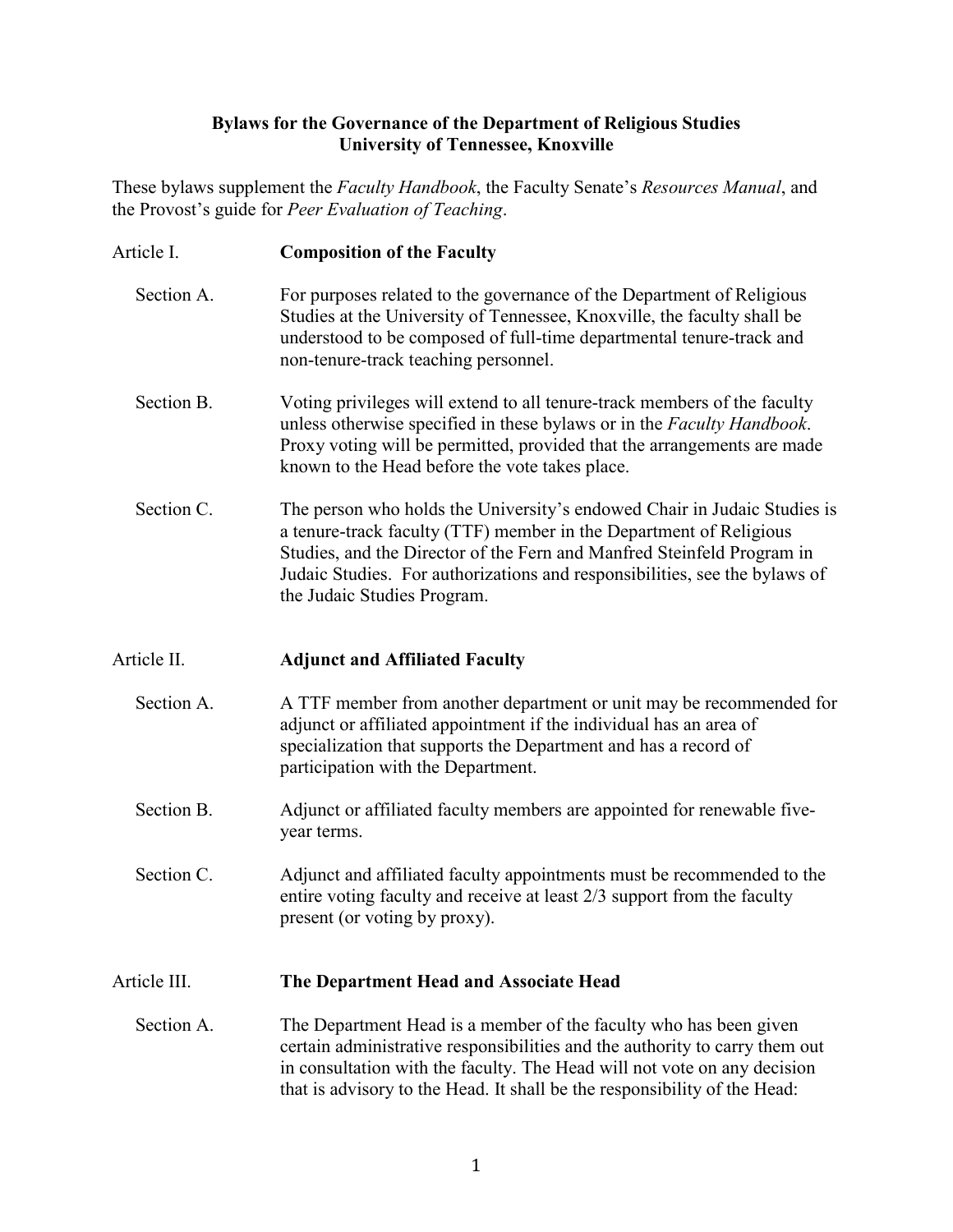# Bylaws for the Governance of the Department of Religious Studies
# University of Tennessee, Knoxville

These bylaws supplement the *Faculty Handbook*, the Faculty Senate's *Resources Manual*, and the Provost's guide for *Peer Evaluation of Teaching*.

## Article I. Composition of the Faculty

**Section A.** For purposes related to the governance of the Department of Religious Studies at the University of Tennessee, Knoxville, the faculty shall be understood to be composed of full-time departmental tenure-track and non-tenure-track teaching personnel.

**Section B.** Voting privileges will extend to all tenure-track members of the faculty unless otherwise specified in these bylaws or in the *Faculty Handbook*. Proxy voting will be permitted, provided that the arrangements are made known to the Head before the vote takes place.

**Section C.** The person who holds the University's endowed Chair in Judaic Studies is a tenure-track faculty (TTF) member in the Department of Religious Studies, and the Director of the Fern and Manfred Steinfeld Program in Judaic Studies. For authorizations and responsibilities, see the bylaws of the Judaic Studies Program.

## Article II. Adjunct and Affiliated Faculty

**Section A.** A TTF member from another department or unit may be recommended for adjunct or affiliated appointment if the individual has an area of specialization that supports the Department and has a record of participation with the Department.

**Section B.** Adjunct or affiliated faculty members are appointed for renewable five-year terms.

**Section C.** Adjunct and affiliated faculty appointments must be recommended to the entire voting faculty and receive at least 2/3 support from the faculty present (or voting by proxy).

## Article III. The Department Head and Associate Head

**Section A.** The Department Head is a member of the faculty who has been given certain administrative responsibilities and the authority to carry them out in consultation with the faculty. The Head will not vote on any decision that is advisory to the Head. It shall be the responsibility of the Head: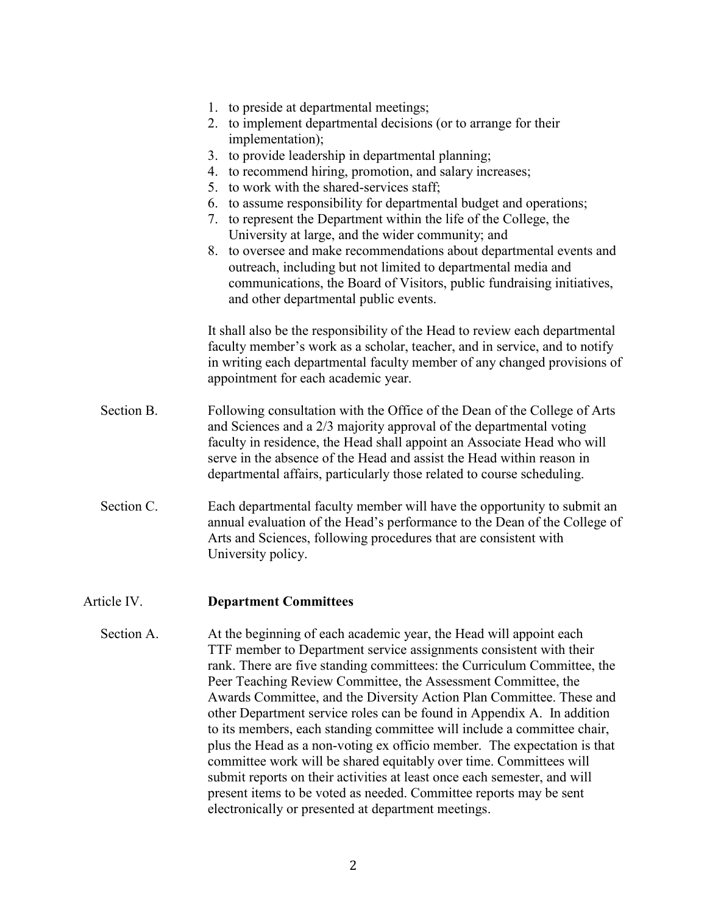1. to preside at departmental meetings;
2. to implement departmental decisions (or to arrange for their implementation);
3. to provide leadership in departmental planning;
4. to recommend hiring, promotion, and salary increases;
5. to work with the shared-services staff;
6. to assume responsibility for departmental budget and operations;
7. to represent the Department within the life of the College, the University at large, and the wider community; and
8. to oversee and make recommendations about departmental events and outreach, including but not limited to departmental media and communications, the Board of Visitors, public fundraising initiatives, and other departmental public events.

It shall also be the responsibility of the Head to review each departmental faculty member's work as a scholar, teacher, and in service, and to notify in writing each departmental faculty member of any changed provisions of appointment for each academic year.

Section B. Following consultation with the Office of the Dean of the College of Arts and Sciences and a 2/3 majority approval of the departmental voting faculty in residence, the Head shall appoint an Associate Head who will serve in the absence of the Head and assist the Head within reason in departmental affairs, particularly those related to course scheduling.

Section C. Each departmental faculty member will have the opportunity to submit an annual evaluation of the Head's performance to the Dean of the College of Arts and Sciences, following procedures that are consistent with University policy.

## Article IV. **Department Committees**

Section A. At the beginning of each academic year, the Head will appoint each TTF member to Department service assignments consistent with their rank. There are five standing committees: the Curriculum Committee, the Peer Teaching Review Committee, the Assessment Committee, the Awards Committee, and the Diversity Action Plan Committee. These and other Department service roles can be found in Appendix A. In addition to its members, each standing committee will include a committee chair, plus the Head as a non-voting ex officio member. The expectation is that committee work will be shared equitably over time. Committees will submit reports on their activities at least once each semester, and will present items to be voted as needed. Committee reports may be sent electronically or presented at department meetings.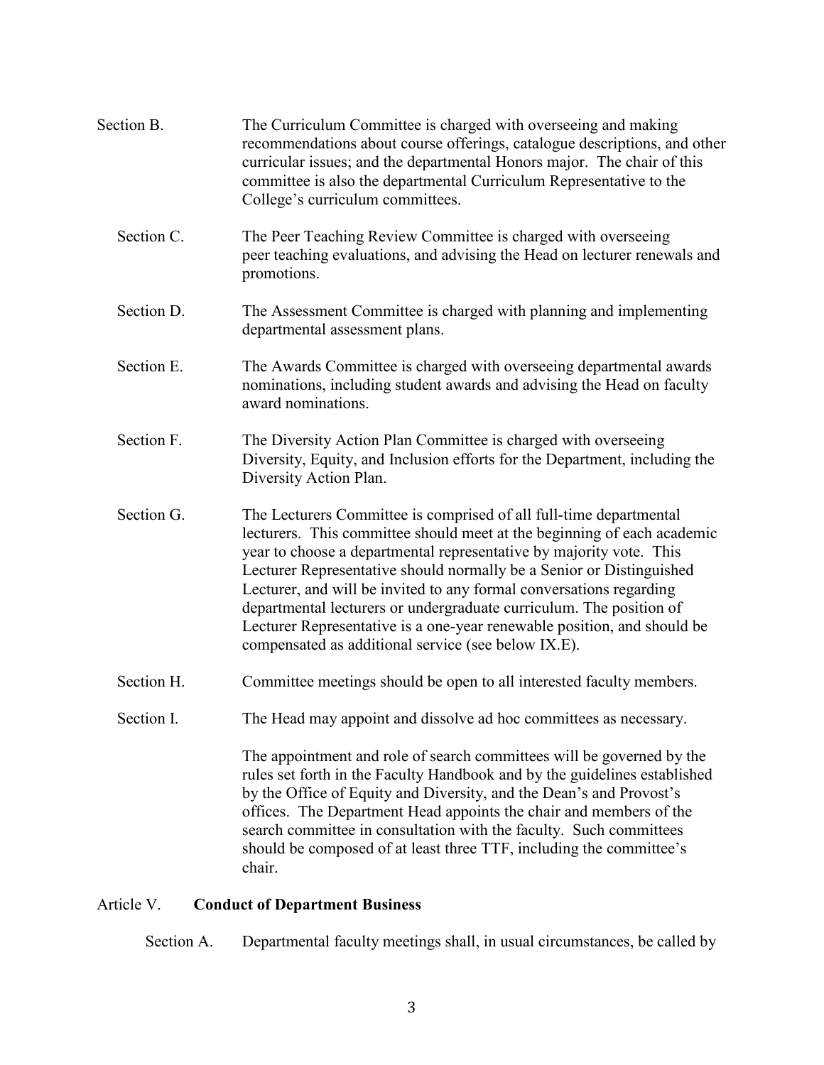Section B. The Curriculum Committee is charged with overseeing and making recommendations about course offerings, catalogue descriptions, and other curricular issues; and the departmental Honors major. The chair of this committee is also the departmental Curriculum Representative to the College's curriculum committees.

Section C. The Peer Teaching Review Committee is charged with overseeing peer teaching evaluations, and advising the Head on lecturer renewals and promotions.

Section D. The Assessment Committee is charged with planning and implementing departmental assessment plans.

Section E. The Awards Committee is charged with overseeing departmental awards nominations, including student awards and advising the Head on faculty award nominations.

Section F. The Diversity Action Plan Committee is charged with overseeing Diversity, Equity, and Inclusion efforts for the Department, including the Diversity Action Plan.

Section G. The Lecturers Committee is comprised of all full-time departmental lecturers. This committee should meet at the beginning of each academic year to choose a departmental representative by majority vote. This Lecturer Representative should normally be a Senior or Distinguished Lecturer, and will be invited to any formal conversations regarding departmental lecturers or undergraduate curriculum. The position of Lecturer Representative is a one-year renewable position, and should be compensated as additional service (see below IX.E).

Section H. Committee meetings should be open to all interested faculty members.

Section I. The Head may appoint and dissolve ad hoc committees as necessary.

The appointment and role of search committees will be governed by the rules set forth in the Faculty Handbook and by the guidelines established by the Office of Equity and Diversity, and the Dean's and Provost's offices. The Department Head appoints the chair and members of the search committee in consultation with the faculty. Such committees should be composed of at least three TTF, including the committee's chair.

## Article V. **Conduct of Department Business**

Section A. Departmental faculty meetings shall, in usual circumstances, be called by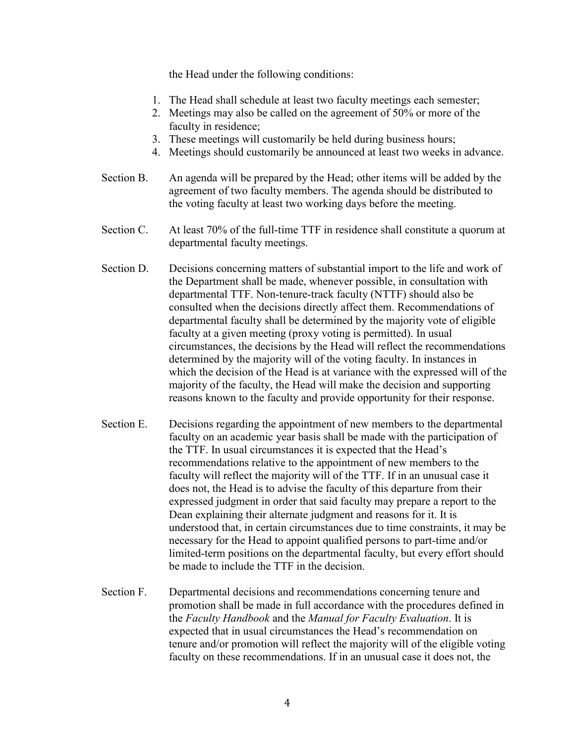the Head under the following conditions:

1. The Head shall schedule at least two faculty meetings each semester;
2. Meetings may also be called on the agreement of 50% or more of the faculty in residence;
3. These meetings will customarily be held during business hours;
4. Meetings should customarily be announced at least two weeks in advance.

Section B. An agenda will be prepared by the Head; other items will be added by the agreement of two faculty members. The agenda should be distributed to the voting faculty at least two working days before the meeting.

Section C. At least 70% of the full-time TTF in residence shall constitute a quorum at departmental faculty meetings.

Section D. Decisions concerning matters of substantial import to the life and work of the Department shall be made, whenever possible, in consultation with departmental TTF. Non-tenure-track faculty (NTTF) should also be consulted when the decisions directly affect them. Recommendations of departmental faculty shall be determined by the majority vote of eligible faculty at a given meeting (proxy voting is permitted). In usual circumstances, the decisions by the Head will reflect the recommendations determined by the majority will of the voting faculty. In instances in which the decision of the Head is at variance with the expressed will of the majority of the faculty, the Head will make the decision and supporting reasons known to the faculty and provide opportunity for their response.

Section E. Decisions regarding the appointment of new members to the departmental faculty on an academic year basis shall be made with the participation of the TTF. In usual circumstances it is expected that the Head's recommendations relative to the appointment of new members to the faculty will reflect the majority will of the TTF. If in an unusual case it does not, the Head is to advise the faculty of this departure from their expressed judgment in order that said faculty may prepare a report to the Dean explaining their alternate judgment and reasons for it. It is understood that, in certain circumstances due to time constraints, it may be necessary for the Head to appoint qualified persons to part-time and/or limited-term positions on the departmental faculty, but every effort should be made to include the TTF in the decision.

Section F. Departmental decisions and recommendations concerning tenure and promotion shall be made in full accordance with the procedures defined in the *Faculty Handbook* and the *Manual for Faculty Evaluation*. It is expected that in usual circumstances the Head's recommendation on tenure and/or promotion will reflect the majority will of the eligible voting faculty on these recommendations. If in an unusual case it does not, the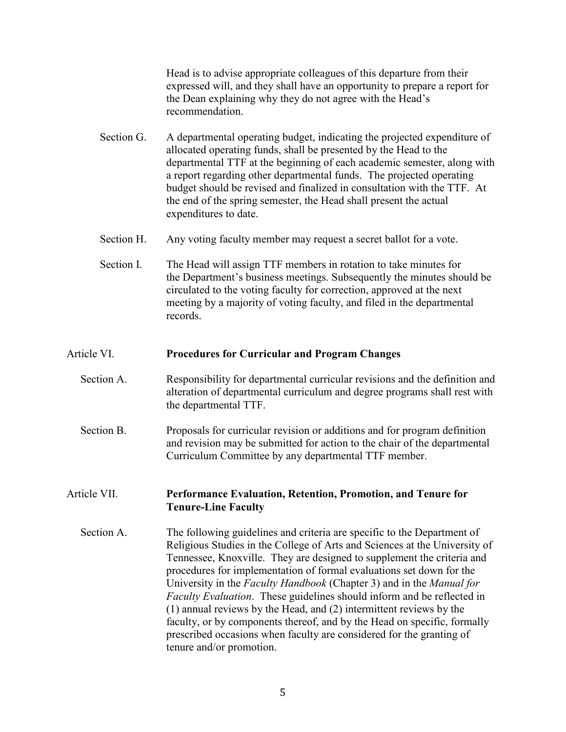Head is to advise appropriate colleagues of this departure from their expressed will, and they shall have an opportunity to prepare a report for the Dean explaining why they do not agree with the Head's recommendation.

Section G. A departmental operating budget, indicating the projected expenditure of allocated operating funds, shall be presented by the Head to the departmental TTF at the beginning of each academic semester, along with a report regarding other departmental funds. The projected operating budget should be revised and finalized in consultation with the TTF. At the end of the spring semester, the Head shall present the actual expenditures to date.

Section H. Any voting faculty member may request a secret ballot for a vote.

Section I. The Head will assign TTF members in rotation to take minutes for the Department's business meetings. Subsequently the minutes should be circulated to the voting faculty for correction, approved at the next meeting by a majority of voting faculty, and filed in the departmental records.

## Article VI. **Procedures for Curricular and Program Changes**

Section A. Responsibility for departmental curricular revisions and the definition and alteration of departmental curriculum and degree programs shall rest with the departmental TTF.

Section B. Proposals for curricular revision or additions and for program definition and revision may be submitted for action to the chair of the departmental Curriculum Committee by any departmental TTF member.

## Article VII. **Performance Evaluation, Retention, Promotion, and Tenure for Tenure-Line Faculty**

Section A. The following guidelines and criteria are specific to the Department of Religious Studies in the College of Arts and Sciences at the University of Tennessee, Knoxville. They are designed to supplement the criteria and procedures for implementation of formal evaluations set down for the University in the *Faculty Handbook* (Chapter 3) and in the *Manual for Faculty Evaluation*. These guidelines should inform and be reflected in (1) annual reviews by the Head, and (2) intermittent reviews by the faculty, or by components thereof, and by the Head on specific, formally prescribed occasions when faculty are considered for the granting of tenure and/or promotion.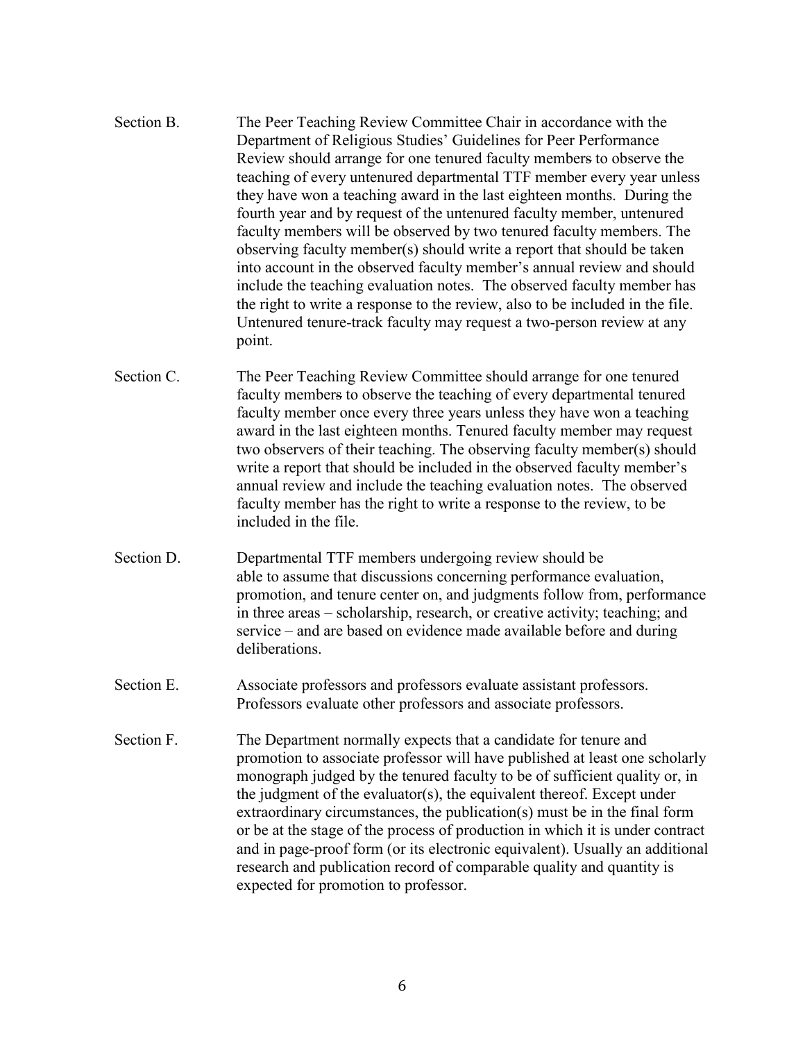Section B. The Peer Teaching Review Committee Chair in accordance with the Department of Religious Studies' Guidelines for Peer Performance Review should arrange for one tenured faculty members to observe the teaching of every untenured departmental TTF member every year unless they have won a teaching award in the last eighteen months. During the fourth year and by request of the untenured faculty member, untenured faculty members will be observed by two tenured faculty members. The observing faculty member(s) should write a report that should be taken into account in the observed faculty member's annual review and should include the teaching evaluation notes. The observed faculty member has the right to write a response to the review, also to be included in the file. Untenured tenure-track faculty may request a two-person review at any point.

Section C. The Peer Teaching Review Committee should arrange for one tenured faculty members to observe the teaching of every departmental tenured faculty member once every three years unless they have won a teaching award in the last eighteen months. Tenured faculty member may request two observers of their teaching. The observing faculty member(s) should write a report that should be included in the observed faculty member's annual review and include the teaching evaluation notes. The observed faculty member has the right to write a response to the review, to be included in the file.

Section D. Departmental TTF members undergoing review should be able to assume that discussions concerning performance evaluation, promotion, and tenure center on, and judgments follow from, performance in three areas – scholarship, research, or creative activity; teaching; and service – and are based on evidence made available before and during deliberations.

Section E. Associate professors and professors evaluate assistant professors. Professors evaluate other professors and associate professors.

Section F. The Department normally expects that a candidate for tenure and promotion to associate professor will have published at least one scholarly monograph judged by the tenured faculty to be of sufficient quality or, in the judgment of the evaluator(s), the equivalent thereof. Except under extraordinary circumstances, the publication(s) must be in the final form or be at the stage of the process of production in which it is under contract and in page-proof form (or its electronic equivalent). Usually an additional research and publication record of comparable quality and quantity is expected for promotion to professor.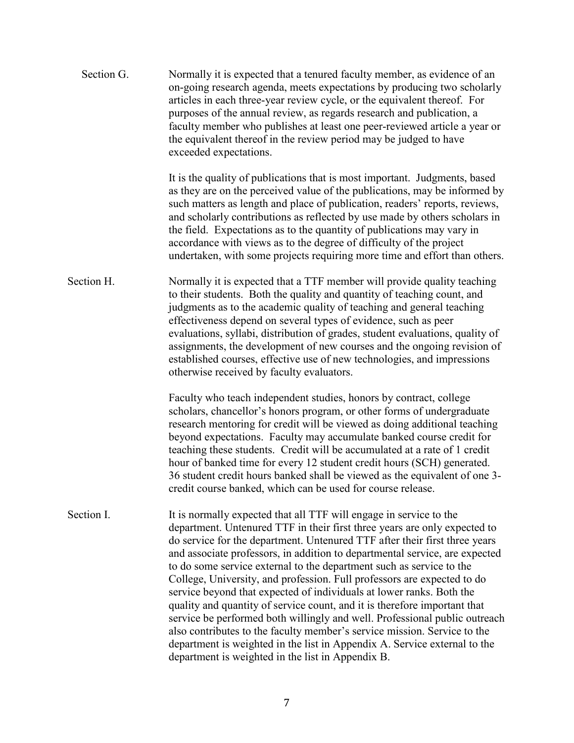**Section G.** Normally it is expected that a tenured faculty member, as evidence of an on-going research agenda, meets expectations by producing two scholarly articles in each three-year review cycle, or the equivalent thereof. For purposes of the annual review, as regards research and publication, a faculty member who publishes at least one peer-reviewed article a year or the equivalent thereof in the review period may be judged to have exceeded expectations.

It is the quality of publications that is most important. Judgments, based as they are on the perceived value of the publications, may be informed by such matters as length and place of publication, readers' reports, reviews, and scholarly contributions as reflected by use made by others scholars in the field. Expectations as to the quantity of publications may vary in accordance with views as to the degree of difficulty of the project undertaken, with some projects requiring more time and effort than others.

**Section H.** Normally it is expected that a TTF member will provide quality teaching to their students. Both the quality and quantity of teaching count, and judgments as to the academic quality of teaching and general teaching effectiveness depend on several types of evidence, such as peer evaluations, syllabi, distribution of grades, student evaluations, quality of assignments, the development of new courses and the ongoing revision of established courses, effective use of new technologies, and impressions otherwise received by faculty evaluators.

Faculty who teach independent studies, honors by contract, college scholars, chancellor's honors program, or other forms of undergraduate research mentoring for credit will be viewed as doing additional teaching beyond expectations. Faculty may accumulate banked course credit for teaching these students. Credit will be accumulated at a rate of 1 credit hour of banked time for every 12 student credit hours (SCH) generated. 36 student credit hours banked shall be viewed as the equivalent of one 3-credit course banked, which can be used for course release.

**Section I.** It is normally expected that all TTF will engage in service to the department. Untenured TTF in their first three years are only expected to do service for the department. Untenured TTF after their first three years and associate professors, in addition to departmental service, are expected to do some service external to the department such as service to the College, University, and profession. Full professors are expected to do service beyond that expected of individuals at lower ranks. Both the quality and quantity of service count, and it is therefore important that service be performed both willingly and well. Professional public outreach also contributes to the faculty member's service mission. Service to the department is weighted in the list in Appendix A. Service external to the department is weighted in the list in Appendix B.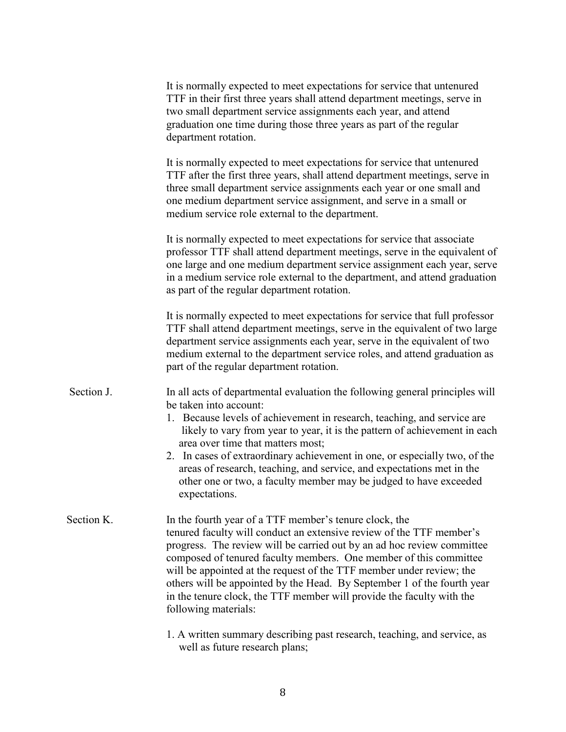It is normally expected to meet expectations for service that untenured TTF in their first three years shall attend department meetings, serve in two small department service assignments each year, and attend graduation one time during those three years as part of the regular department rotation.

It is normally expected to meet expectations for service that untenured TTF after the first three years, shall attend department meetings, serve in three small department service assignments each year or one small and one medium department service assignment, and serve in a small or medium service role external to the department.

It is normally expected to meet expectations for service that associate professor TTF shall attend department meetings, serve in the equivalent of one large and one medium department service assignment each year, serve in a medium service role external to the department, and attend graduation as part of the regular department rotation.

It is normally expected to meet expectations for service that full professor TTF shall attend department meetings, serve in the equivalent of two large department service assignments each year, serve in the equivalent of two medium external to the department service roles, and attend graduation as part of the regular department rotation.

Section J. In all acts of departmental evaluation the following general principles will be taken into account:

1. Because levels of achievement in research, teaching, and service are likely to vary from year to year, it is the pattern of achievement in each area over time that matters most;
2. In cases of extraordinary achievement in one, or especially two, of the areas of research, teaching, and service, and expectations met in the other one or two, a faculty member may be judged to have exceeded expectations.

Section K. In the fourth year of a TTF member's tenure clock, the tenured faculty will conduct an extensive review of the TTF member's progress. The review will be carried out by an ad hoc review committee composed of tenured faculty members. One member of this committee will be appointed at the request of the TTF member under review; the others will be appointed by the Head. By September 1 of the fourth year in the tenure clock, the TTF member will provide the faculty with the following materials:

1. A written summary describing past research, teaching, and service, as well as future research plans;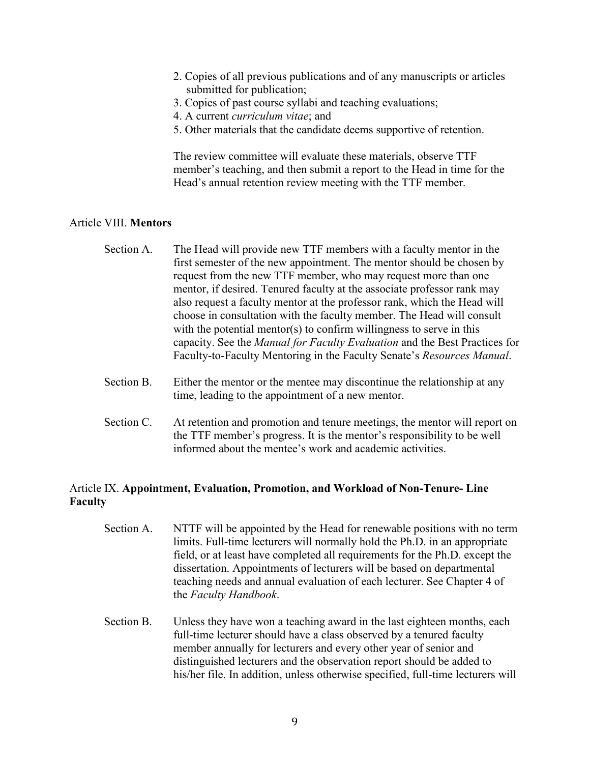2. Copies of all previous publications and of any manuscripts or articles submitted for publication;
3. Copies of past course syllabi and teaching evaluations;
4. A current *curriculum vitae*; and
5. Other materials that the candidate deems supportive of retention.

The review committee will evaluate these materials, observe TTF member's teaching, and then submit a report to the Head in time for the Head's annual retention review meeting with the TTF member.

## Article VIII. **Mentors**

Section A. The Head will provide new TTF members with a faculty mentor in the first semester of the new appointment. The mentor should be chosen by request from the new TTF member, who may request more than one mentor, if desired. Tenured faculty at the associate professor rank may also request a faculty mentor at the professor rank, which the Head will choose in consultation with the faculty member. The Head will consult with the potential mentor(s) to confirm willingness to serve in this capacity. See the *Manual for Faculty Evaluation* and the Best Practices for Faculty-to-Faculty Mentoring in the Faculty Senate's *Resources Manual*.

Section B. Either the mentor or the mentee may discontinue the relationship at any time, leading to the appointment of a new mentor.

Section C. At retention and promotion and tenure meetings, the mentor will report on the TTF member's progress. It is the mentor's responsibility to be well informed about the mentee's work and academic activities.

## Article IX. **Appointment, Evaluation, Promotion, and Workload of Non-Tenure- Line Faculty**

Section A. NTTF will be appointed by the Head for renewable positions with no term limits. Full-time lecturers will normally hold the Ph.D. in an appropriate field, or at least have completed all requirements for the Ph.D. except the dissertation. Appointments of lecturers will be based on departmental teaching needs and annual evaluation of each lecturer. See Chapter 4 of the *Faculty Handbook*.

Section B. Unless they have won a teaching award in the last eighteen months, each full-time lecturer should have a class observed by a tenured faculty member annually for lecturers and every other year of senior and distinguished lecturers and the observation report should be added to his/her file. In addition, unless otherwise specified, full-time lecturers will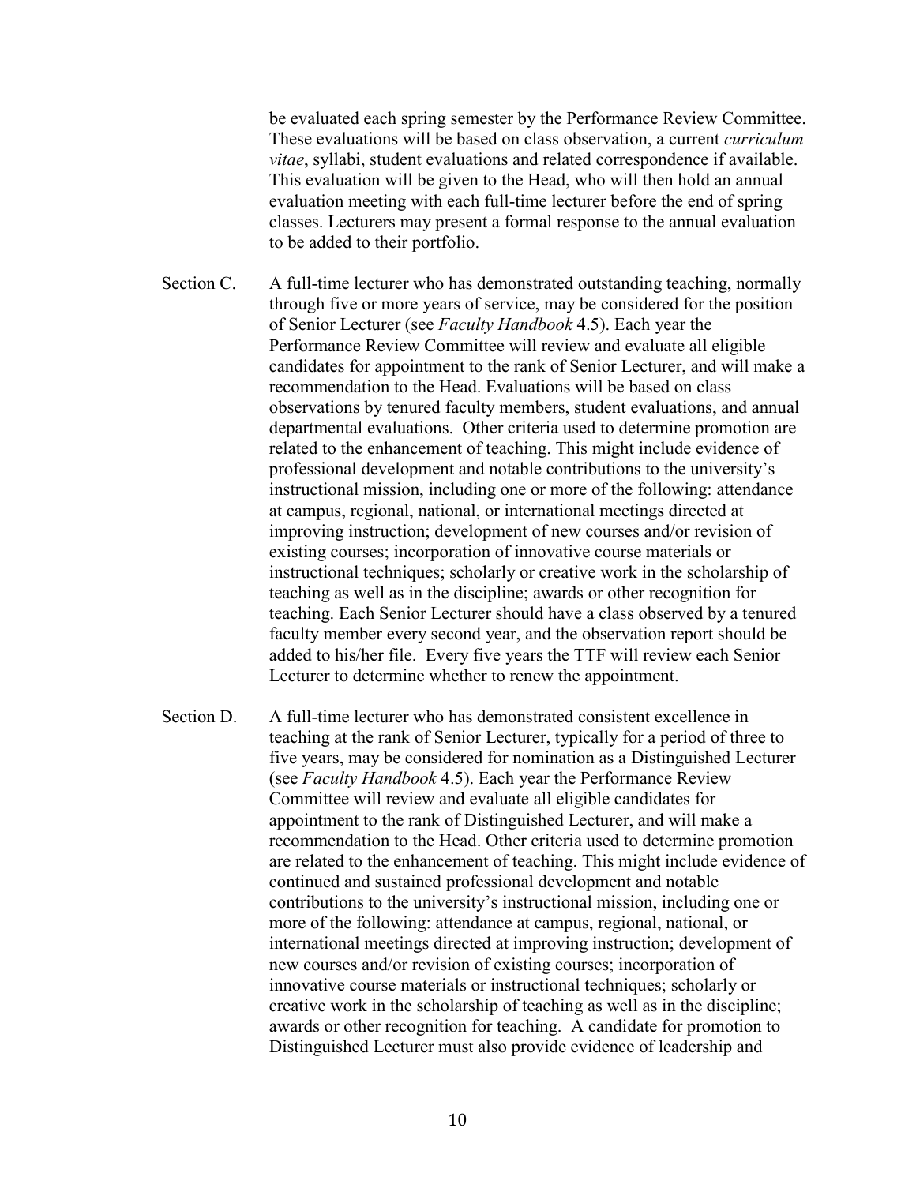be evaluated each spring semester by the Performance Review Committee. These evaluations will be based on class observation, a current *curriculum vitae*, syllabi, student evaluations and related correspondence if available. This evaluation will be given to the Head, who will then hold an annual evaluation meeting with each full-time lecturer before the end of spring classes. Lecturers may present a formal response to the annual evaluation to be added to their portfolio.

Section C. A full-time lecturer who has demonstrated outstanding teaching, normally through five or more years of service, may be considered for the position of Senior Lecturer (see *Faculty Handbook* 4.5). Each year the Performance Review Committee will review and evaluate all eligible candidates for appointment to the rank of Senior Lecturer, and will make a recommendation to the Head. Evaluations will be based on class observations by tenured faculty members, student evaluations, and annual departmental evaluations. Other criteria used to determine promotion are related to the enhancement of teaching. This might include evidence of professional development and notable contributions to the university's instructional mission, including one or more of the following: attendance at campus, regional, national, or international meetings directed at improving instruction; development of new courses and/or revision of existing courses; incorporation of innovative course materials or instructional techniques; scholarly or creative work in the scholarship of teaching as well as in the discipline; awards or other recognition for teaching. Each Senior Lecturer should have a class observed by a tenured faculty member every second year, and the observation report should be added to his/her file. Every five years the TTF will review each Senior Lecturer to determine whether to renew the appointment.

Section D. A full-time lecturer who has demonstrated consistent excellence in teaching at the rank of Senior Lecturer, typically for a period of three to five years, may be considered for nomination as a Distinguished Lecturer (see *Faculty Handbook* 4.5). Each year the Performance Review Committee will review and evaluate all eligible candidates for appointment to the rank of Distinguished Lecturer, and will make a recommendation to the Head. Other criteria used to determine promotion are related to the enhancement of teaching. This might include evidence of continued and sustained professional development and notable contributions to the university's instructional mission, including one or more of the following: attendance at campus, regional, national, or international meetings directed at improving instruction; development of new courses and/or revision of existing courses; incorporation of innovative course materials or instructional techniques; scholarly or creative work in the scholarship of teaching as well as in the discipline; awards or other recognition for teaching. A candidate for promotion to Distinguished Lecturer must also provide evidence of leadership and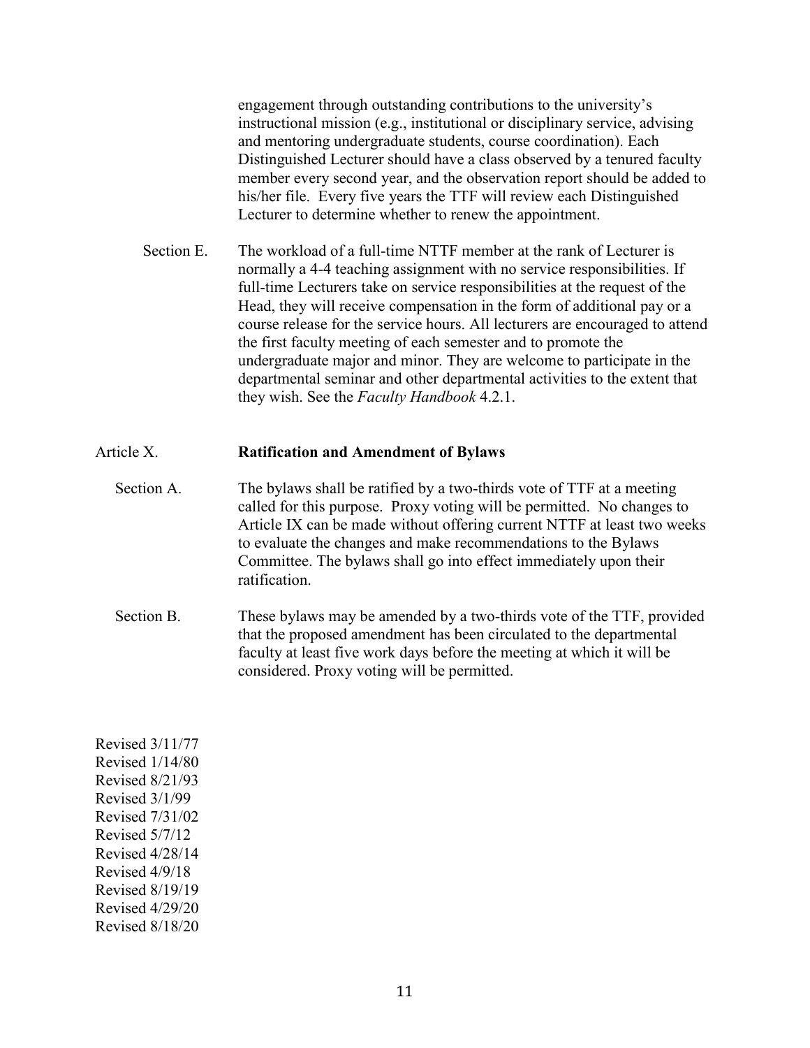engagement through outstanding contributions to the university's instructional mission (e.g., institutional or disciplinary service, advising and mentoring undergraduate students, course coordination). Each Distinguished Lecturer should have a class observed by a tenured faculty member every second year, and the observation report should be added to his/her file. Every five years the TTF will review each Distinguished Lecturer to determine whether to renew the appointment.

Section E. The workload of a full-time NTTF member at the rank of Lecturer is normally a 4-4 teaching assignment with no service responsibilities. If full-time Lecturers take on service responsibilities at the request of the Head, they will receive compensation in the form of additional pay or a course release for the service hours. All lecturers are encouraged to attend the first faculty meeting of each semester and to promote the undergraduate major and minor. They are welcome to participate in the departmental seminar and other departmental activities to the extent that they wish. See the *Faculty Handbook* 4.2.1.

## Article X. Ratification and Amendment of Bylaws

Section A. The bylaws shall be ratified by a two-thirds vote of TTF at a meeting called for this purpose. Proxy voting will be permitted. No changes to Article IX can be made without offering current NTTF at least two weeks to evaluate the changes and make recommendations to the Bylaws Committee. The bylaws shall go into effect immediately upon their ratification.

Section B. These bylaws may be amended by a two-thirds vote of the TTF, provided that the proposed amendment has been circulated to the departmental faculty at least five work days before the meeting at which it will be considered. Proxy voting will be permitted.

Revised 3/11/77
Revised 1/14/80
Revised 8/21/93
Revised 3/1/99
Revised 7/31/02
Revised 5/7/12
Revised 4/28/14
Revised 4/9/18
Revised 8/19/19
Revised 4/29/20
Revised 8/18/20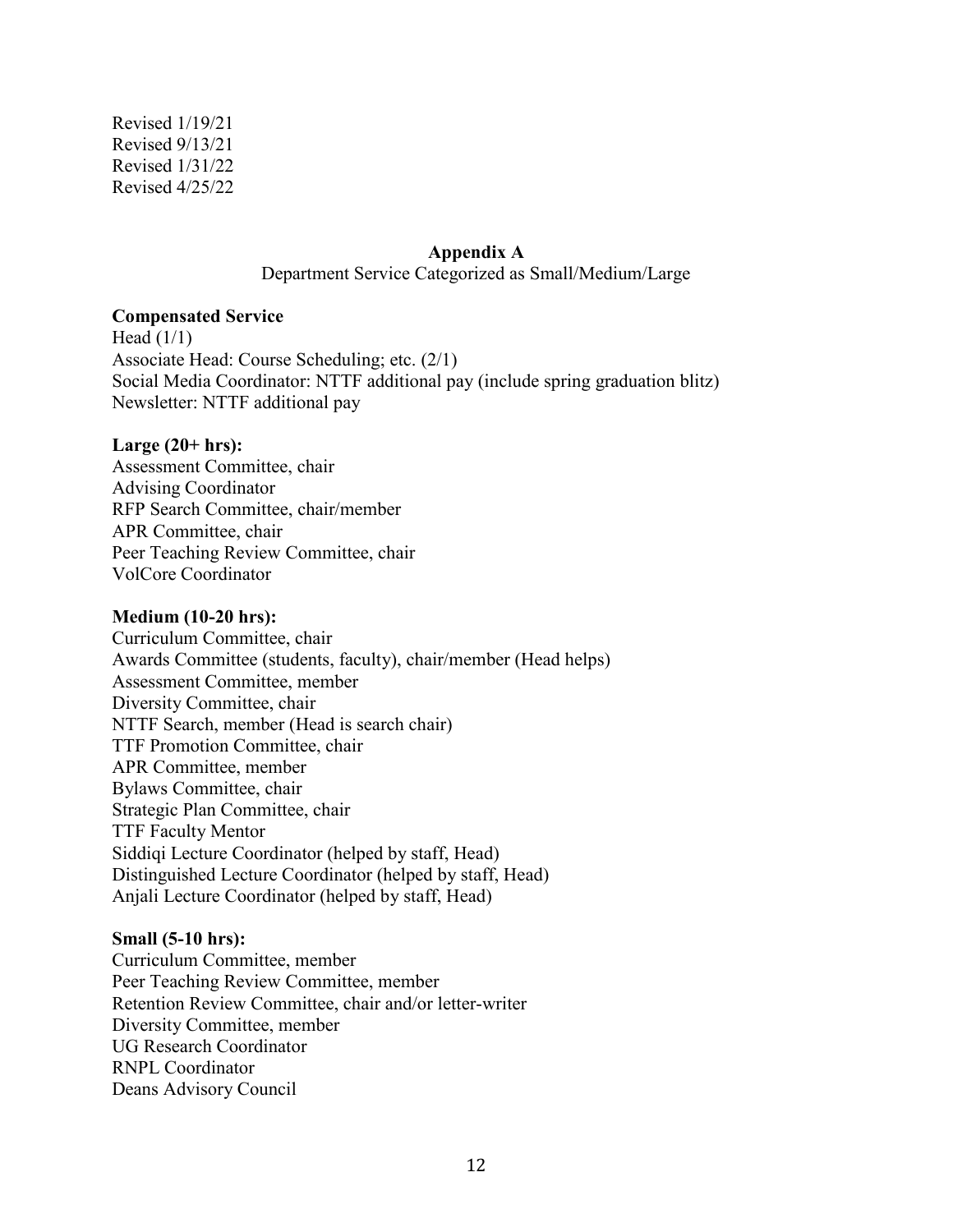Revised 1/19/21
Revised 9/13/21
Revised 1/31/22
Revised 4/25/22

## Appendix A

Department Service Categorized as Small/Medium/Large

**Compensated Service**

Head (1/1)
Associate Head: Course Scheduling; etc. (2/1)
Social Media Coordinator: NTTF additional pay (include spring graduation blitz)
Newsletter: NTTF additional pay

**Large (20+ hrs):**

Assessment Committee, chair
Advising Coordinator
RFP Search Committee, chair/member
APR Committee, chair
Peer Teaching Review Committee, chair
VolCore Coordinator

**Medium (10-20 hrs):**

Curriculum Committee, chair
Awards Committee (students, faculty), chair/member (Head helps)
Assessment Committee, member
Diversity Committee, chair
NTTF Search, member (Head is search chair)
TTF Promotion Committee, chair
APR Committee, member
Bylaws Committee, chair
Strategic Plan Committee, chair
TTF Faculty Mentor
Siddiqi Lecture Coordinator (helped by staff, Head)
Distinguished Lecture Coordinator (helped by staff, Head)
Anjali Lecture Coordinator (helped by staff, Head)

**Small (5-10 hrs):**

Curriculum Committee, member
Peer Teaching Review Committee, member
Retention Review Committee, chair and/or letter-writer
Diversity Committee, member
UG Research Coordinator
RNPL Coordinator
Deans Advisory Council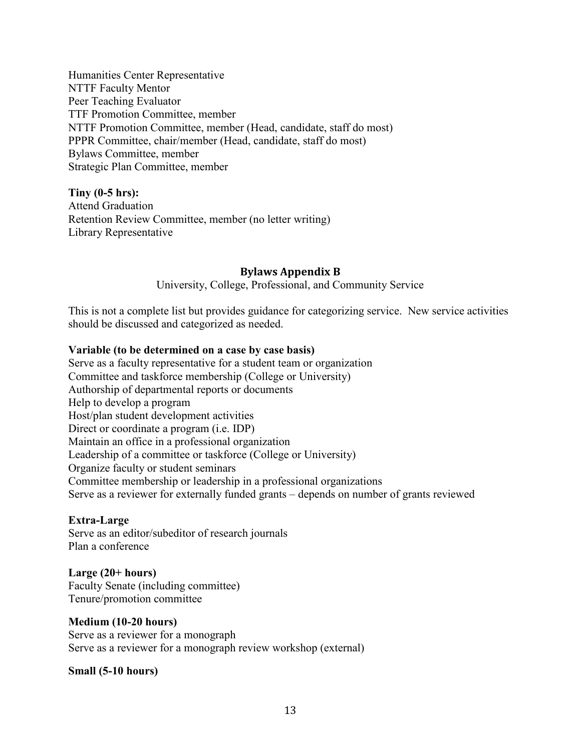Humanities Center Representative
NTTF Faculty Mentor
Peer Teaching Evaluator
TTF Promotion Committee, member
NTTF Promotion Committee, member (Head, candidate, staff do most)
PPPR Committee, chair/member (Head, candidate, staff do most)
Bylaws Committee, member
Strategic Plan Committee, member

**Tiny (0-5 hrs):**
Attend Graduation
Retention Review Committee, member (no letter writing)
Library Representative

## Bylaws Appendix B

University, College, Professional, and Community Service

This is not a complete list but provides guidance for categorizing service. New service activities should be discussed and categorized as needed.

**Variable (to be determined on a case by case basis)**
Serve as a faculty representative for a student team or organization
Committee and taskforce membership (College or University)
Authorship of departmental reports or documents
Help to develop a program
Host/plan student development activities
Direct or coordinate a program (i.e. IDP)
Maintain an office in a professional organization
Leadership of a committee or taskforce (College or University)
Organize faculty or student seminars
Committee membership or leadership in a professional organizations
Serve as a reviewer for externally funded grants – depends on number of grants reviewed

**Extra-Large**
Serve as an editor/subeditor of research journals
Plan a conference

**Large (20+ hours)**
Faculty Senate (including committee)
Tenure/promotion committee

**Medium (10-20 hours)**
Serve as a reviewer for a monograph
Serve as a reviewer for a monograph review workshop (external)

**Small (5-10 hours)**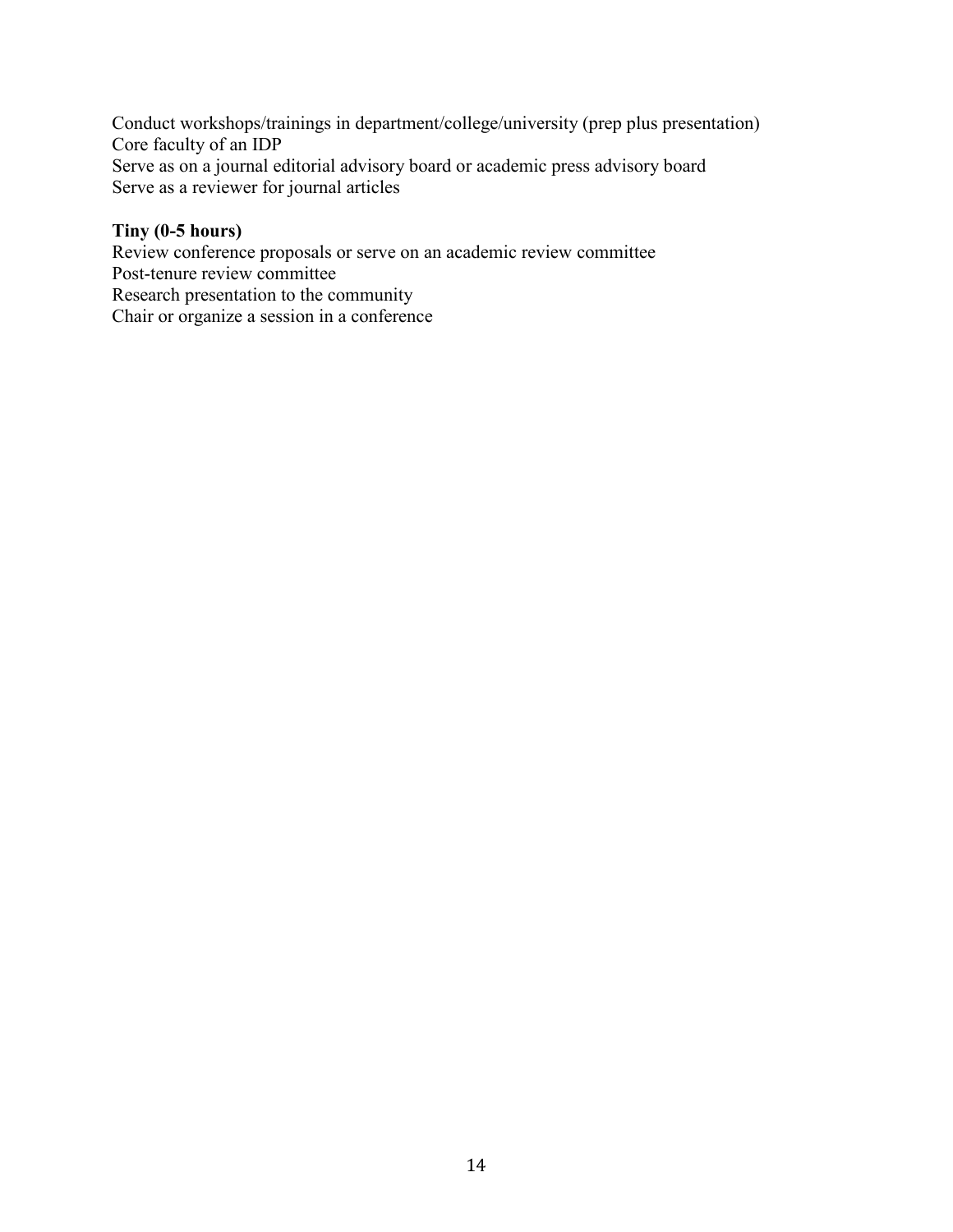Conduct workshops/trainings in department/college/university (prep plus presentation)
Core faculty of an IDP
Serve as on a journal editorial advisory board or academic press advisory board
Serve as a reviewer for journal articles

**Tiny (0-5 hours)**
Review conference proposals or serve on an academic review committee
Post-tenure review committee
Research presentation to the community
Chair or organize a session in a conference